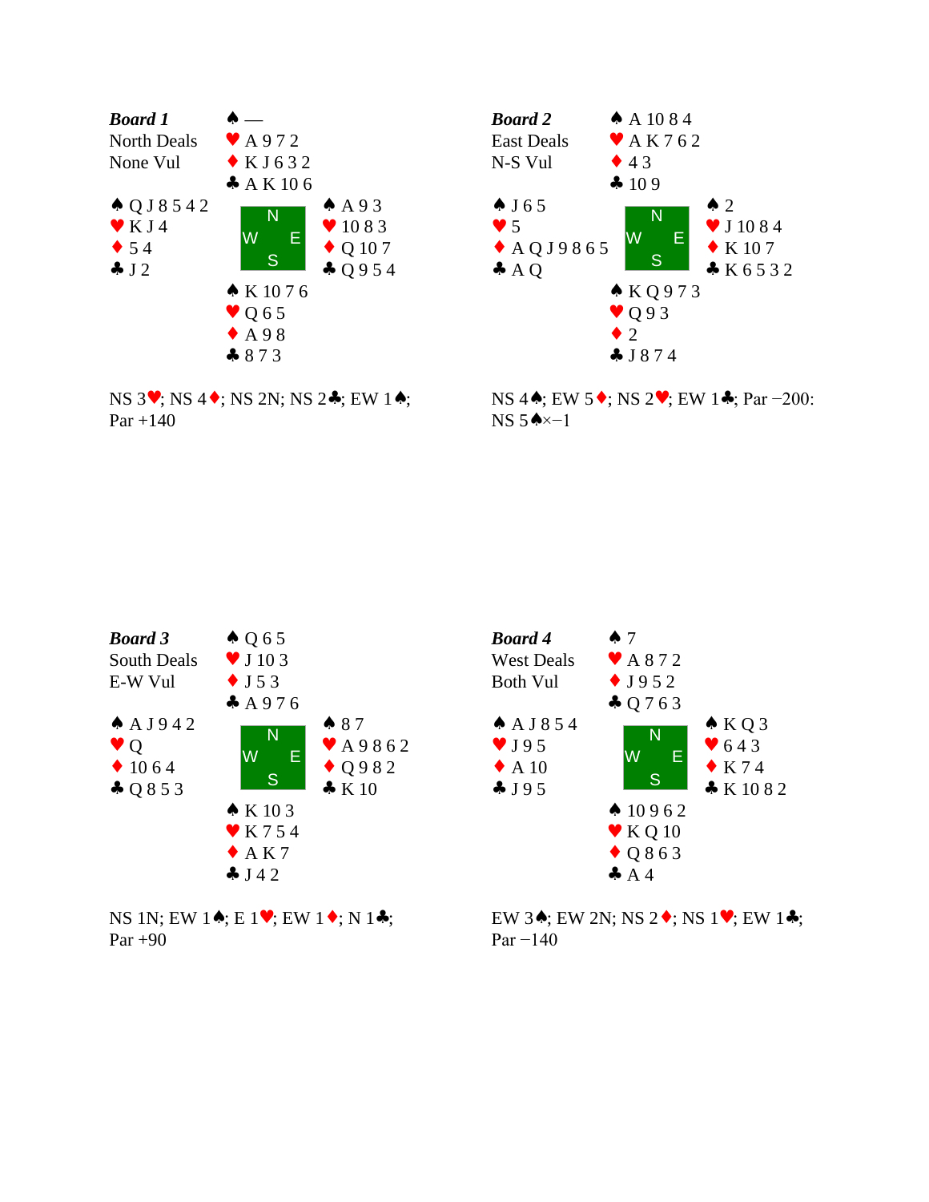**Board 1**
North Deals
None Vul

| | North | |
|---|---|---|
| | ♠ — | |
| | ♥ A 9 7 2 | |
| | ♦ K J 6 3 2 | |
| | ♣ A K 10 6 | |
| **West** | | **East** |
| ♠ Q J 8 5 4 2 | | ♠ A 9 3 |
| ♥ K J 4 | | ♥ 10 8 3 |
| ♦ 5 4 | | ♦ Q 10 7 |
| ♣ J 2 | | ♣ Q 9 5 4 |
| | **South** | |
| | ♠ K 10 7 6 | |
| | ♥ Q 6 5 | |
| | ♦ A 9 8 | |
| | ♣ 8 7 3 | |

NS 3♥; NS 4♦; NS 2N; NS 2♣; EW 1♠;
Par +140

**Board 2**
East Deals
N-S Vul

| | North | |
|---|---|---|
| | ♠ A 10 8 4 | |
| | ♥ A K 7 6 2 | |
| | ♦ 4 3 | |
| | ♣ 10 9 | |
| **West** | | **East** |
| ♠ J 6 5 | | ♠ 2 |
| ♥ 5 | | ♥ J 10 8 4 |
| ♦ A Q J 9 8 6 5 | | ♦ K 10 7 |
| ♣ A Q | | ♣ K 6 5 3 2 |
| | **South** | |
| | ♠ K Q 9 7 3 | |
| | ♥ Q 9 3 | |
| | ♦ 2 | |
| | ♣ J 8 7 4 | |

NS 4♠; EW 5♦; NS 2♥; EW 1♣; Par −200:
NS 5♠×−1

**Board 3**
South Deals
E-W Vul

| | North | |
|---|---|---|
| | ♠ Q 6 5 | |
| | ♥ J 10 3 | |
| | ♦ J 5 3 | |
| | ♣ A 9 7 6 | |
| **West** | | **East** |
| ♠ A J 9 4 2 | | ♠ 8 7 |
| ♥ Q | | ♥ A 9 8 6 2 |
| ♦ 10 6 4 | | ♦ Q 9 8 2 |
| ♣ Q 8 5 3 | | ♣ K 10 |
| | **South** | |
| | ♠ K 10 3 | |
| | ♥ K 7 5 4 | |
| | ♦ A K 7 | |
| | ♣ J 4 2 | |

NS 1N; EW 1♠; E 1♥; EW 1♦; N 1♣;
Par +90

**Board 4**
West Deals
Both Vul

| | North | |
|---|---|---|
| | ♠ 7 | |
| | ♥ A 8 7 2 | |
| | ♦ J 9 5 2 | |
| | ♣ Q 7 6 3 | |
| **West** | | **East** |
| ♠ A J 8 5 4 | | ♠ K Q 3 |
| ♥ J 9 5 | | ♥ 6 4 3 |
| ♦ A 10 | | ♦ K 7 4 |
| ♣ J 9 5 | | ♣ K 10 8 2 |
| | **South** | |
| | ♠ 10 9 6 2 | |
| | ♥ K Q 10 | |
| | ♦ Q 8 6 3 | |
| | ♣ A 4 | |

EW 3♠; EW 2N; NS 2♦; NS 1♥; EW 1♣;
Par −140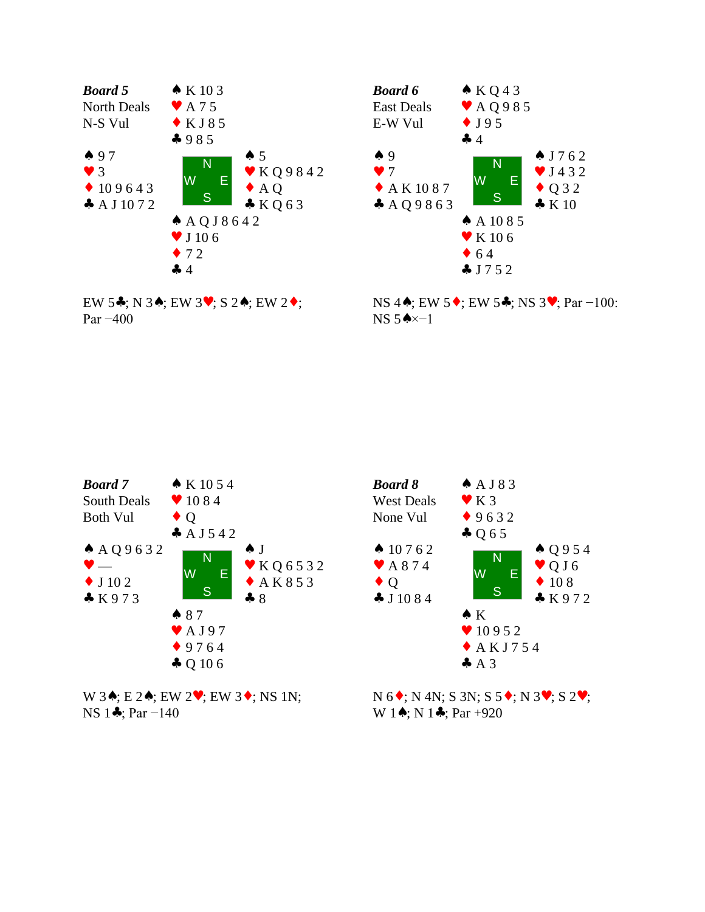**Board 5**
North Deals
N-S Vul

North:
♠ K 10 3
♥ A 7 5
♦ K J 8 5
♣ 9 8 5

West:
♠ 9 7
♥ 3
♦ 10 9 6 4 3
♣ A J 10 7 2

East:
♠ 5
♥ K Q 9 8 4 2
♦ A Q
♣ K Q 6 3

South:
♠ A Q J 8 6 4 2
♥ J 10 6
♦ 7 2
♣ 4

EW 5♣; N 3♠; EW 3♥; S 2♠; EW 2♦; Par −400

**Board 6**
East Deals
E-W Vul

North:
♠ K Q 4 3
♥ A Q 9 8 5
♦ J 9 5
♣ 4

West:
♠ 9
♥ 7
♦ A K 10 8 7
♣ A Q 9 8 6 3

East:
♠ J 7 6 2
♥ J 4 3 2
♦ Q 3 2
♣ K 10

South:
♠ A 10 8 5
♥ K 10 6
♦ 6 4
♣ J 7 5 2

NS 4♠; EW 5♦; EW 5♣; NS 3♥; Par −100: NS 5♠×−1

**Board 7**
South Deals
Both Vul

North:
♠ K 10 5 4
♥ 10 8 4
♦ Q
♣ A J 5 4 2

West:
♠ A Q 9 6 3 2
♥ —
♦ J 10 2
♣ K 9 7 3

East:
♠ J
♥ K Q 6 5 3 2
♦ A K 8 5 3
♣ 8

South:
♠ 8 7
♥ A J 9 7
♦ 9 7 6 4
♣ Q 10 6

W 3♠; E 2♠; EW 2♥; EW 3♦; NS 1N; NS 1♣; Par −140

**Board 8**
West Deals
None Vul

North:
♠ A J 8 3
♥ K 3
♦ 9 6 3 2
♣ Q 6 5

West:
♠ 10 7 6 2
♥ A 8 7 4
♦ Q
♣ J 10 8 4

East:
♠ Q 9 5 4
♥ Q J 6
♦ 10 8
♣ K 9 7 2

South:
♠ K
♥ 10 9 5 2
♦ A K J 7 5 4
♣ A 3

N 6♦; N 4N; S 3N; S 5♦; N 3♥; S 2♥; W 1♠; N 1♣; Par +920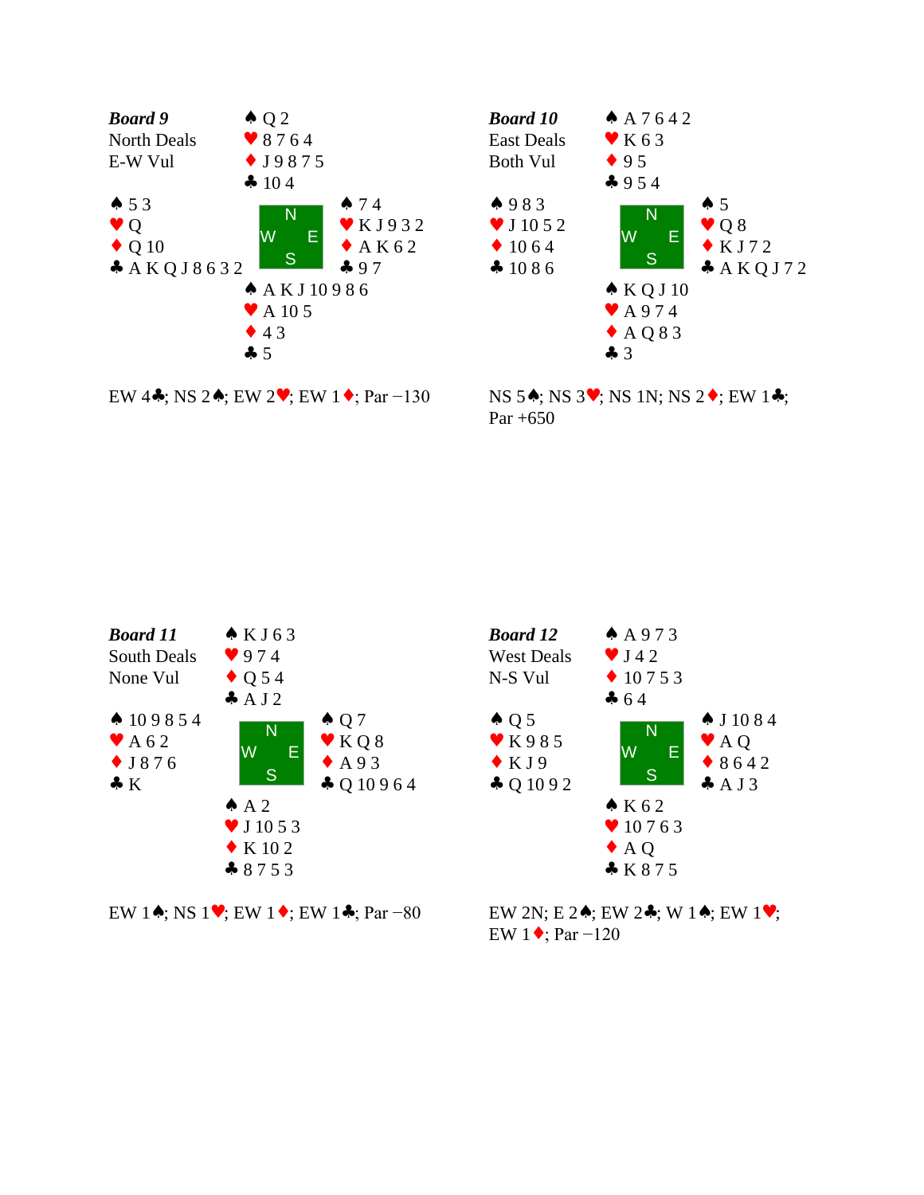**Board 9**
North Deals
E-W Vul

North:
♠ Q 2
♥ 8 7 6 4
♦ J 9 8 7 5
♣ 10 4

West:
♠ 5 3
♥ Q
♦ Q 10
♣ A K Q J 8 6 3 2

East:
♠ 7 4
♥ K J 9 3 2
♦ A K 6 2
♣ 9 7

South:
♠ A K J 10 9 8 6
♥ A 10 5
♦ 4 3
♣ 5

EW 4♣; NS 2♠; EW 2♥; EW 1♦; Par −130

---

**Board 10**
East Deals
Both Vul

North:
♠ A 7 6 4 2
♥ K 6 3
♦ 9 5
♣ 9 5 4

West:
♠ 9 8 3
♥ J 10 5 2
♦ 10 6 4
♣ 10 8 6

East:
♠ 5
♥ Q 8
♦ K J 7 2
♣ A K Q J 7 2

South:
♠ K Q J 10
♥ A 9 7 4
♦ A Q 8 3
♣ 3

NS 5♠; NS 3♥; NS 1N; NS 2♦; EW 1♣; Par +650

---

**Board 11**
South Deals
None Vul

North:
♠ K J 6 3
♥ 9 7 4
♦ Q 5 4
♣ A J 2

West:
♠ 10 9 8 5 4
♥ A 6 2
♦ J 8 7 6
♣ K

East:
♠ Q 7
♥ K Q 8
♦ A 9 3
♣ Q 10 9 6 4

South:
♠ A 2
♥ J 10 5 3
♦ K 10 2
♣ 8 7 5 3

EW 1♠; NS 1♥; EW 1♦; EW 1♣; Par −80

---

**Board 12**
West Deals
N-S Vul

North:
♠ A 9 7 3
♥ J 4 2
♦ 10 7 5 3
♣ 6 4

West:
♠ Q 5
♥ K 9 8 5
♦ K J 9
♣ Q 10 9 2

East:
♠ J 10 8 4
♥ A Q
♦ 8 6 4 2
♣ A J 3

South:
♠ K 6 2
♥ 10 7 6 3
♦ A Q
♣ K 8 7 5

EW 2N; E 2♠; EW 2♣; W 1♠; EW 1♥; EW 1♦; Par −120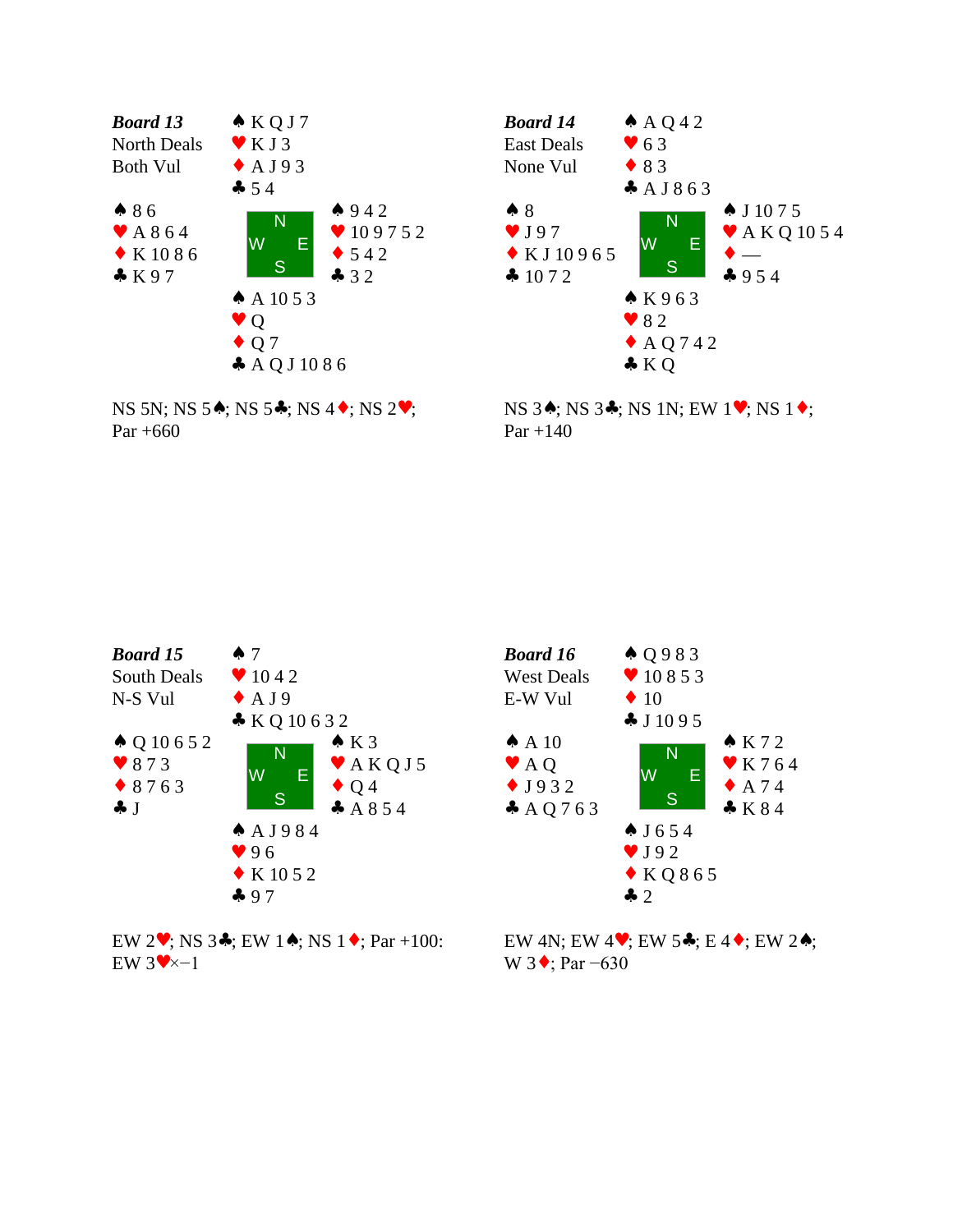**Board 13**
North Deals
Both Vul

North: ♠ K Q J 7 ♥ K J 3 ♦ A J 9 3 ♣ 5 4

West: ♠ 8 6 ♥ A 8 6 4 ♦ K 10 8 6 ♣ K 9 7

East: ♠ 9 4 2 ♥ 10 9 7 5 2 ♦ 5 4 2 ♣ 3 2

South: ♠ A 10 5 3 ♥ Q ♦ Q 7 ♣ A Q J 10 8 6

NS 5N; NS 5♠; NS 5♣; NS 4♦; NS 2♥;
Par +660

**Board 14**
East Deals
None Vul

North: ♠ A Q 4 2 ♥ 6 3 ♦ 8 3 ♣ A J 8 6 3

West: ♠ 8 ♥ J 9 7 ♦ K J 10 9 6 5 ♣ 10 7 2

East: ♠ J 10 7 5 ♥ A K Q 10 5 4 ♦ — ♣ 9 5 4

South: ♠ K 9 6 3 ♥ 8 2 ♦ A Q 7 4 2 ♣ K Q

NS 3♠; NS 3♣; NS 1N; EW 1♥; NS 1♦;
Par +140

**Board 15**
South Deals
N-S Vul

North: ♠ 7 ♥ 10 4 2 ♦ A J 9 ♣ K Q 10 6 3 2

West: ♠ Q 10 6 5 2 ♥ 8 7 3 ♦ 8 7 6 3 ♣ J

East: ♠ K 3 ♥ A K Q J 5 ♦ Q 4 ♣ A 8 5 4

South: ♠ A J 9 8 4 ♥ 9 6 ♦ K 10 5 2 ♣ 9 7

EW 2♥; NS 3♣; EW 1♠; NS 1♦; Par +100:
EW 3♥×−1

**Board 16**
West Deals
E-W Vul

North: ♠ Q 9 8 3 ♥ 10 8 5 3 ♦ 10 ♣ J 10 9 5

West: ♠ A 10 ♥ A Q ♦ J 9 3 2 ♣ A Q 7 6 3

East: ♠ K 7 2 ♥ K 7 6 4 ♦ A 7 4 ♣ K 8 4

South: ♠ J 6 5 4 ♥ J 9 2 ♦ K Q 8 6 5 ♣ 2

EW 4N; EW 4♥; EW 5♣; E 4♦; EW 2♠;
W 3♦; Par −630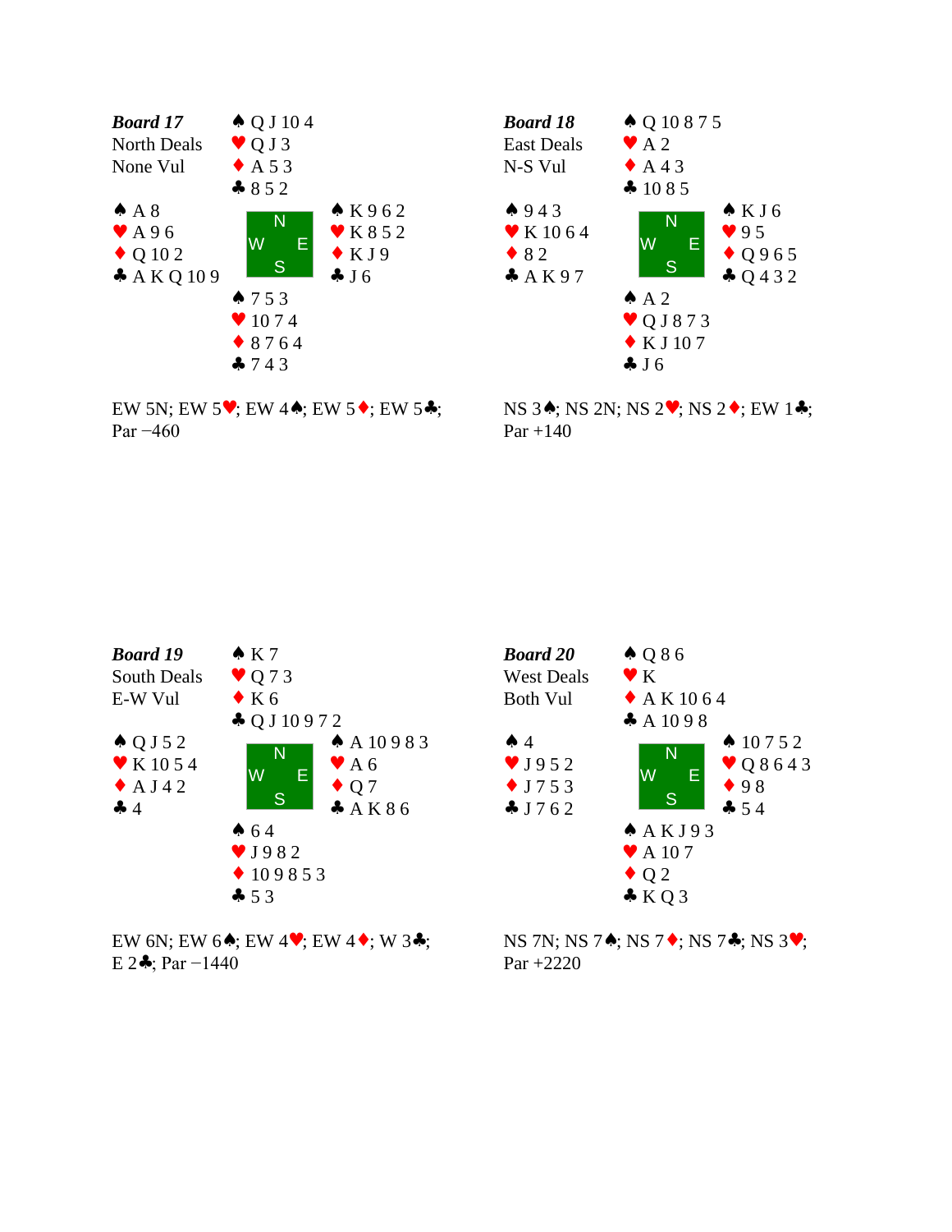## Board 17

North Deals
None Vul

| | North | |
|---|---|---|
| | ♠ Q J 10 4<br>♥ Q J 3<br>♦ A 5 3<br>♣ 8 5 2 | |
| **West**<br>♠ A 8<br>♥ A 9 6<br>♦ Q 10 2<br>♣ A K Q 10 9 | N / W E / S | **East**<br>♠ K 9 6 2<br>♥ K 8 5 2<br>♦ K J 9<br>♣ J 6 |
| | **South**<br>♠ 7 5 3<br>♥ 10 7 4<br>♦ 8 7 6 4<br>♣ 7 4 3 | |

EW 5N; EW 5♥; EW 4♠; EW 5♦; EW 5♣;
Par −460

## Board 18

East Deals
N-S Vul

| | North | |
|---|---|---|
| | ♠ Q 10 8 7 5<br>♥ A 2<br>♦ A 4 3<br>♣ 10 8 5 | |
| **West**<br>♠ 9 4 3<br>♥ K 10 6 4<br>♦ 8 2<br>♣ A K 9 7 | N / W E / S | **East**<br>♠ K J 6<br>♥ 9 5<br>♦ Q 9 6 5<br>♣ Q 4 3 2 |
| | **South**<br>♠ A 2<br>♥ Q J 8 7 3<br>♦ K J 10 7<br>♣ J 6 | |

NS 3♠; NS 2N; NS 2♥; NS 2♦; EW 1♣;
Par +140

## Board 19

South Deals
E-W Vul

| | North | |
|---|---|---|
| | ♠ K 7<br>♥ Q 7 3<br>♦ K 6<br>♣ Q J 10 9 7 2 | |
| **West**<br>♠ Q J 5 2<br>♥ K 10 5 4<br>♦ A J 4 2<br>♣ 4 | N / W E / S | **East**<br>♠ A 10 9 8 3<br>♥ A 6<br>♦ Q 7<br>♣ A K 8 6 |
| | **South**<br>♠ 6 4<br>♥ J 9 8 2<br>♦ 10 9 8 5 3<br>♣ 5 3 | |

EW 6N; EW 6♠; EW 4♥; EW 4♦; W 3♣;
E 2♣; Par −1440

## Board 20

West Deals
Both Vul

| | North | |
|---|---|---|
| | ♠ Q 8 6<br>♥ K<br>♦ A K 10 6 4<br>♣ A 10 9 8 | |
| **West**<br>♠ 4<br>♥ J 9 5 2<br>♦ J 7 5 3<br>♣ J 7 6 2 | N / W E / S | **East**<br>♠ 10 7 5 2<br>♥ Q 8 6 4 3<br>♦ 9 8<br>♣ 5 4 |
| | **South**<br>♠ A K J 9 3<br>♥ A 10 7<br>♦ Q 2<br>♣ K Q 3 | |

NS 7N; NS 7♠; NS 7♦; NS 7♣; NS 3♥;
Par +2220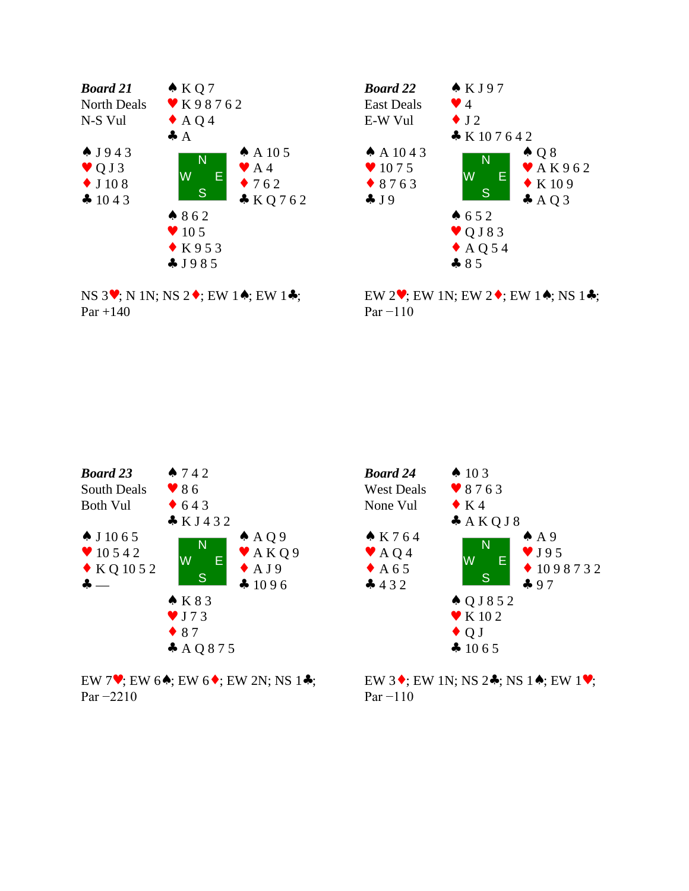**Board 21**
North Deals
N-S Vul

North:
♠ K Q 7
♥ K 9 8 7 6 2
♦ A Q 4
♣ A

West:
♠ J 9 4 3
♥ Q J 3
♦ J 10 8
♣ 10 4 3

East:
♠ A 10 5
♥ A 4
♦ 7 6 2
♣ K Q 7 6 2

South:
♠ 8 6 2
♥ 10 5
♦ K 9 5 3
♣ J 9 8 5

NS 3♥; N 1N; NS 2♦; EW 1♠; EW 1♣;
Par +140

**Board 22**
East Deals
E-W Vul

North:
♠ K J 9 7
♥ 4
♦ J 2
♣ K 10 7 6 4 2

West:
♠ A 10 4 3
♥ 10 7 5
♦ 8 7 6 3
♣ J 9

East:
♠ Q 8
♥ A K 9 6 2
♦ K 10 9
♣ A Q 3

South:
♠ 6 5 2
♥ Q J 8 3
♦ A Q 5 4
♣ 8 5

EW 2♥; EW 1N; EW 2♦; EW 1♠; NS 1♣;
Par −110

**Board 23**
South Deals
Both Vul

North:
♠ 7 4 2
♥ 8 6
♦ 6 4 3
♣ K J 4 3 2

West:
♠ J 10 6 5
♥ 10 5 4 2
♦ K Q 10 5 2
♣ —

East:
♠ A Q 9
♥ A K Q 9
♦ A J 9
♣ 10 9 6

South:
♠ K 8 3
♥ J 7 3
♦ 8 7
♣ A Q 8 7 5

EW 7♥; EW 6♠; EW 6♦; EW 2N; NS 1♣;
Par −2210

**Board 24**
West Deals
None Vul

North:
♠ 10 3
♥ 8 7 6 3
♦ K 4
♣ A K Q J 8

West:
♠ K 7 6 4
♥ A Q 4
♦ A 6 5
♣ 4 3 2

East:
♠ A 9
♥ J 9 5
♦ 10 9 8 7 3 2
♣ 9 7

South:
♠ Q J 8 5 2
♥ K 10 2
♦ Q J
♣ 10 6 5

EW 3♦; EW 1N; NS 2♣; NS 1♠; EW 1♥;
Par −110